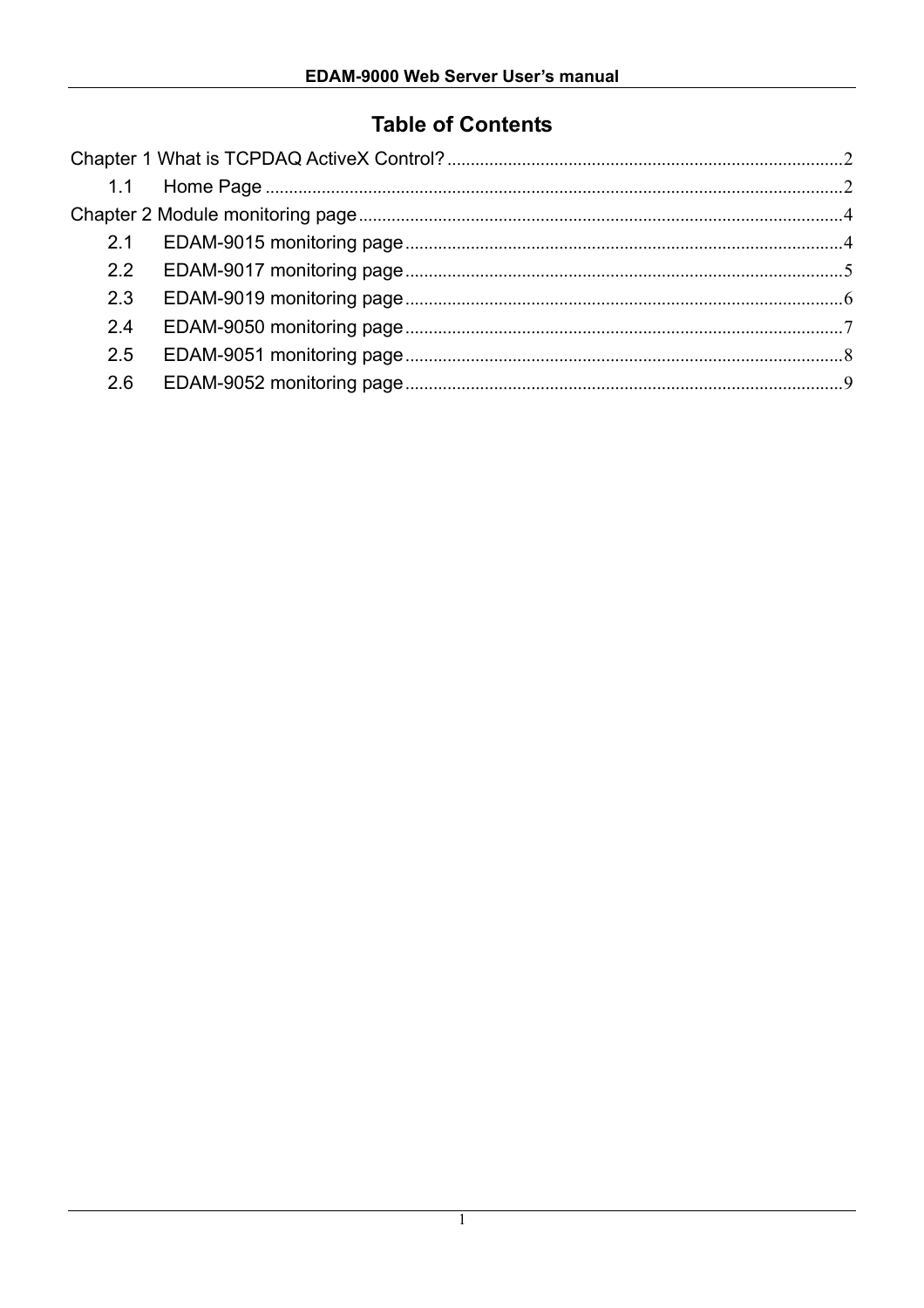# Table of Contents

Chapter 1 What is TCPDAQ ActiveX Control? .......... 2

- 1.1 Home Page .......... 2

Chapter 2 Module monitoring page .......... 4

- 2.1 EDAM-9015 monitoring page .......... 4
- 2.2 EDAM-9017 monitoring page .......... 5
- 2.3 EDAM-9019 monitoring page .......... 6
- 2.4 EDAM-9050 monitoring page .......... 7
- 2.5 EDAM-9051 monitoring page .......... 8
- 2.6 EDAM-9052 monitoring page .......... 9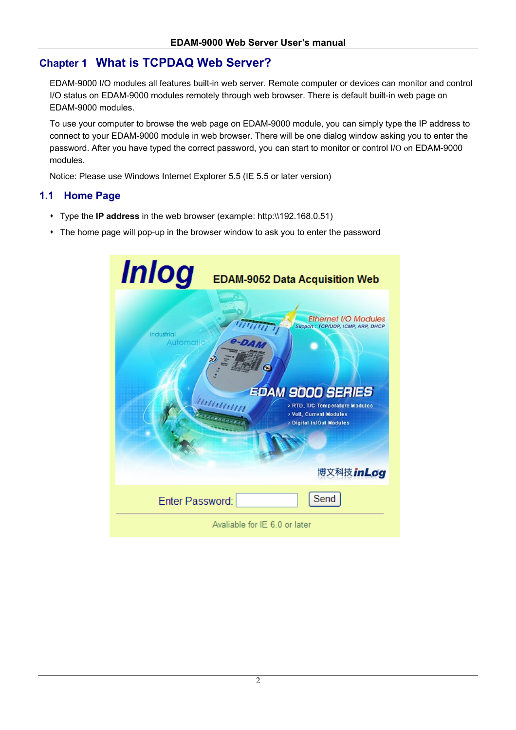# Chapter 1 What is TCPDAQ Web Server?

EDAM-9000 I/O modules all features built-in web server. Remote computer or devices can monitor and control I/O status on EDAM-9000 modules remotely through web browser. There is default built-in web page on EDAM-9000 modules.

To use your computer to browse the web page on EDAM-9000 module, you can simply type the IP address to connect to your EDAM-9000 module in web browser. There will be one dialog window asking you to enter the password. After you have typed the correct password, you can start to monitor or control I/O on EDAM-9000 modules.

Notice: Please use Windows Internet Explorer 5.5 (IE 5.5 or later version)

## 1.1 Home Page

- Type the **IP address** in the web browser (example: http:\\192.168.0.51)
- The home page will pop-up in the browser window to ask you to enter the password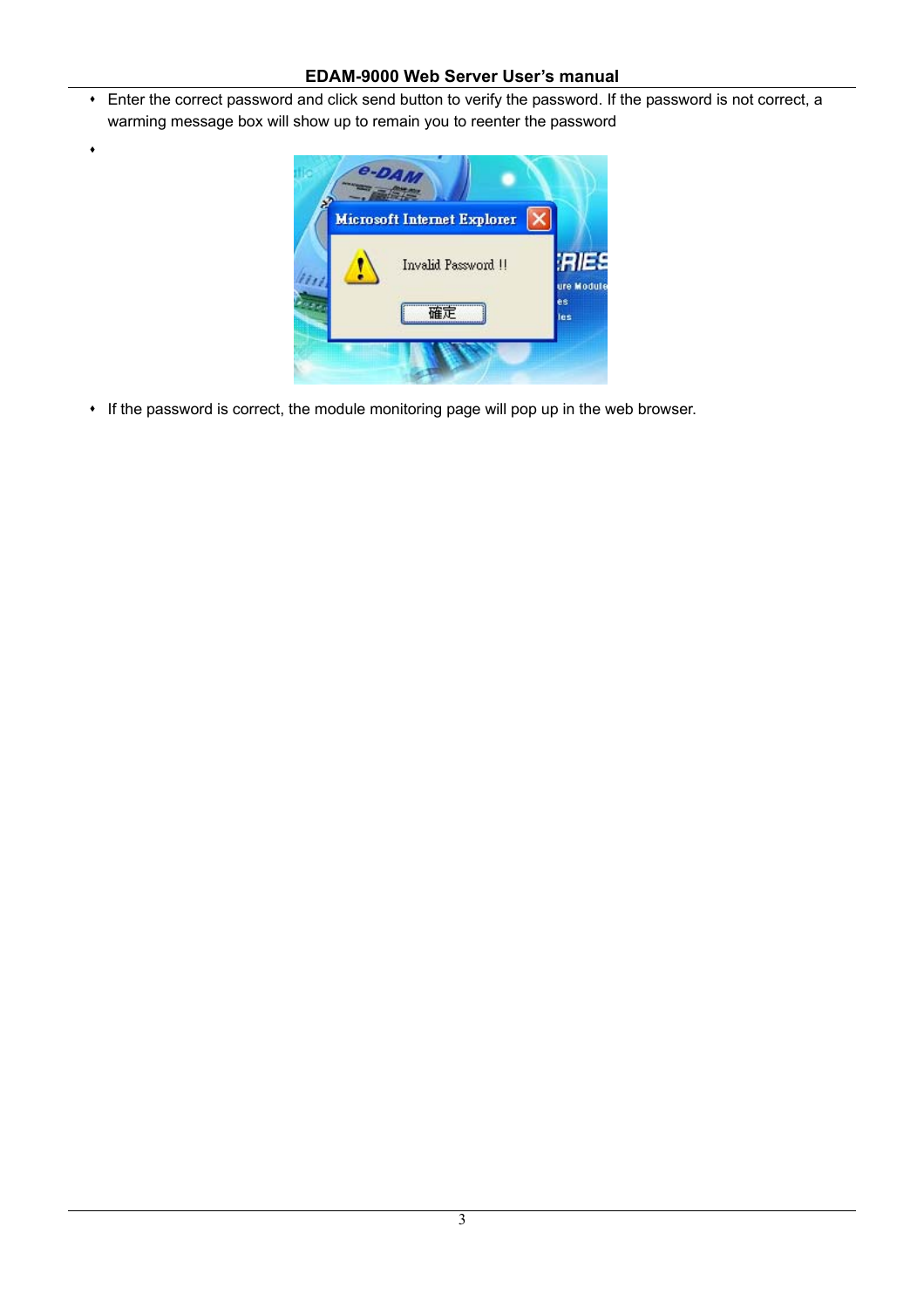- Enter the correct password and click send button to verify the password. If the password is not correct, a warming message box will show up to remain you to reenter the password
- 
- If the password is correct, the module monitoring page will pop up in the web browser.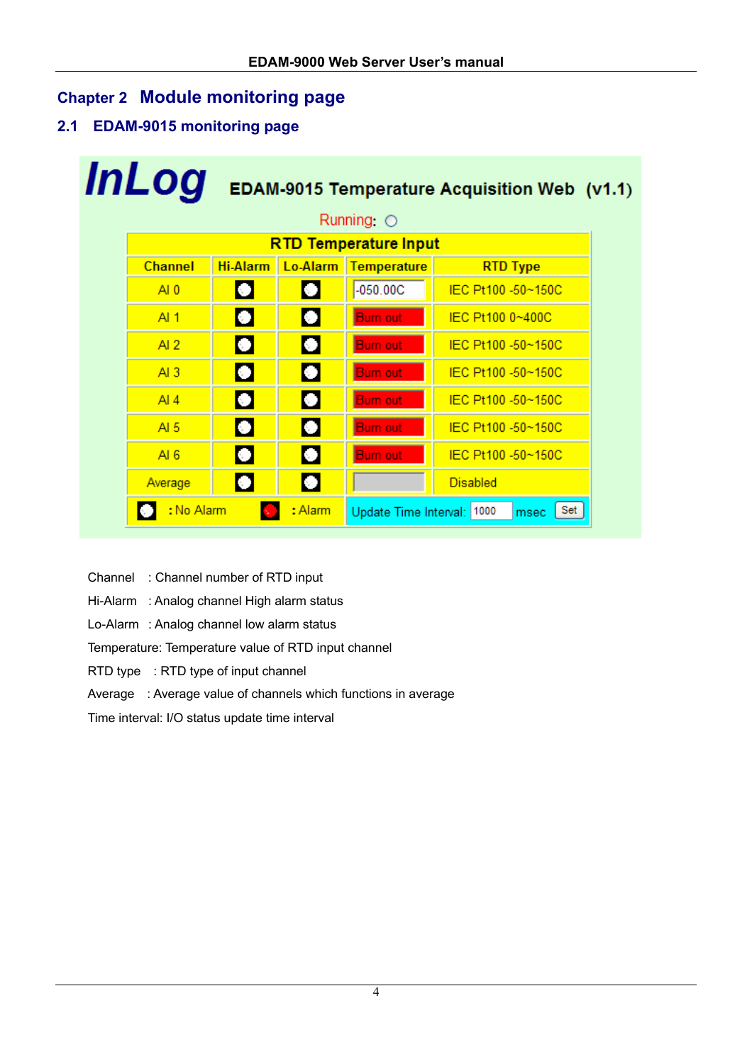# Chapter 2 Module monitoring page

## 2.1 EDAM-9015 monitoring page

**InLog** **EDAM-9015 Temperature Acquisition Web (v1.1)**

Running: ○

| RTD Temperature Input | | | | |
|---|---|---|---|---|
| Channel | Hi-Alarm | Lo-Alarm | Temperature | RTD Type |
| AI 0 | ○ | ○ | -050.00C | IEC Pt100 -50~150C |
| AI 1 | ○ | ○ | Burn out | IEC Pt100 0~400C |
| AI 2 | ○ | ○ | Burn out | IEC Pt100 -50~150C |
| AI 3 | ○ | ○ | Burn out | IEC Pt100 -50~150C |
| AI 4 | ○ | ○ | Burn out | IEC Pt100 -50~150C |
| AI 5 | ○ | ○ | Burn out | IEC Pt100 -50~150C |
| AI 6 | ○ | ○ | Burn out | IEC Pt100 -50~150C |
| Average | ○ | ○ | | Disabled |
| ○ : No Alarm | ● : Alarm | | Update Time Interval: 1000 msec | Set |

Channel : Channel number of RTD input

Hi-Alarm : Analog channel High alarm status

Lo-Alarm : Analog channel low alarm status

Temperature: Temperature value of RTD input channel

RTD type : RTD type of input channel

Average : Average value of channels which functions in average

Time interval: I/O status update time interval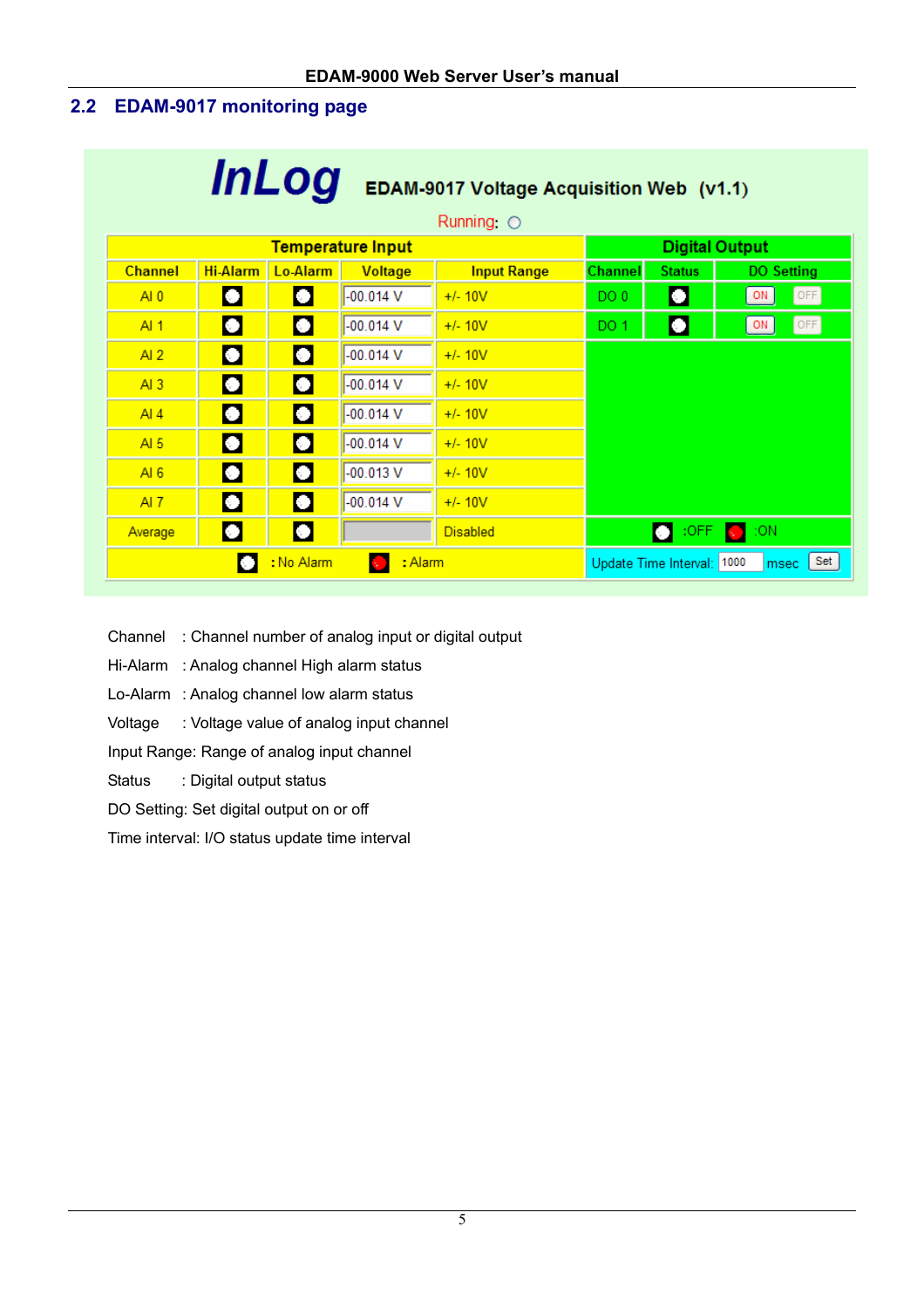## 2.2 EDAM-9017 monitoring page

InLog EDAM-9017 Voltage Acquisition Web (v1.1)

Running:

| Temperature Input | | | | | Digital Output | | |
|---|---|---|---|---|---|---|---|
| Channel | Hi-Alarm | Lo-Alarm | Voltage | Input Range | Channel | Status | DO Setting |
| AI 0 | | | -00.014 V | +/- 10V | DO 0 | | ON OFF |
| AI 1 | | | -00.014 V | +/- 10V | DO 1 | | ON OFF |
| AI 2 | | | -00.014 V | +/- 10V | | | |
| AI 3 | | | -00.014 V | +/- 10V | | | |
| AI 4 | | | -00.014 V | +/- 10V | | | |
| AI 5 | | | -00.014 V | +/- 10V | | | |
| AI 6 | | | -00.013 V | +/- 10V | | | |
| AI 7 | | | -00.014 V | +/- 10V | | | |
| Average | | | | Disabled | :OFF :ON | | |
| : No Alarm : Alarm | | | | | Update Time Interval: 1000 msec Set | | |

Channel : Channel number of analog input or digital output

Hi-Alarm : Analog channel High alarm status

Lo-Alarm : Analog channel low alarm status

Voltage : Voltage value of analog input channel

Input Range: Range of analog input channel

Status : Digital output status

DO Setting: Set digital output on or off

Time interval: I/O status update time interval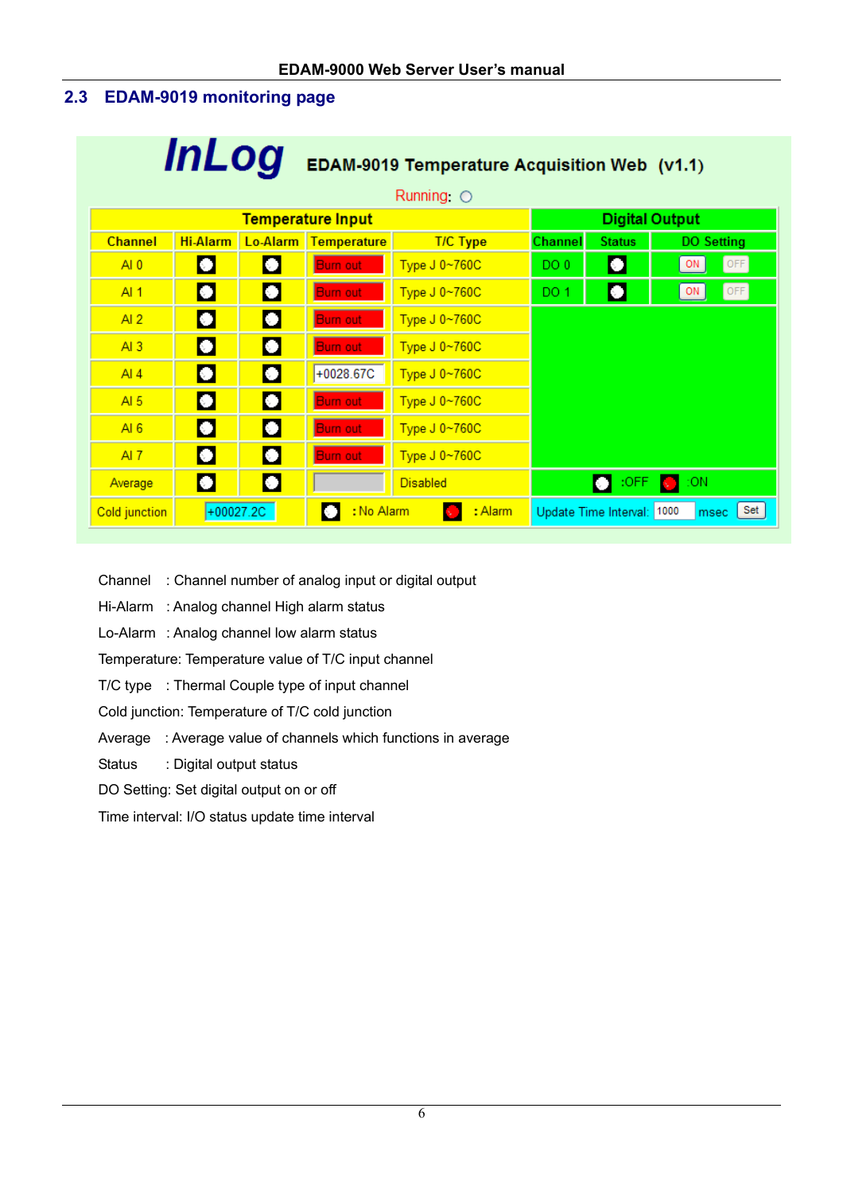## 2.3 EDAM-9019 monitoring page

**InLog** EDAM-9019 Temperature Acquisition Web (v1.1)

Running: ○

| Temperature Input | | | | | Digital Output | | |
|---|---|---|---|---|---|---|---|
| Channel | Hi-Alarm | Lo-Alarm | Temperature | T/C Type | Channel | Status | DO Setting |
| AI 0 | ○ | ○ | Burn out | Type J 0~760C | DO 0 | ○ | ON OFF |
| AI 1 | ○ | ○ | Burn out | Type J 0~760C | DO 1 | ○ | ON OFF |
| AI 2 | ○ | ○ | Burn out | Type J 0~760C | | | |
| AI 3 | ○ | ○ | Burn out | Type J 0~760C | | | |
| AI 4 | ○ | ○ | +0028.67C | Type J 0~760C | | | |
| AI 5 | ○ | ○ | Burn out | Type J 0~760C | | | |
| AI 6 | ○ | ○ | Burn out | Type J 0~760C | | | |
| AI 7 | ○ | ○ | Burn out | Type J 0~760C | | | |
| Average | ○ | ○ | | Disabled | ○ :OFF ● :ON | | |
| Cold junction | +00027.2C | ○ : No Alarm | ● : Alarm | | Update Time Interval: 1000 msec Set | | |

Channel : Channel number of analog input or digital output

Hi-Alarm : Analog channel High alarm status

Lo-Alarm : Analog channel low alarm status

Temperature: Temperature value of T/C input channel

T/C type : Thermal Couple type of input channel

Cold junction: Temperature of T/C cold junction

Average : Average value of channels which functions in average

Status : Digital output status

DO Setting: Set digital output on or off

Time interval: I/O status update time interval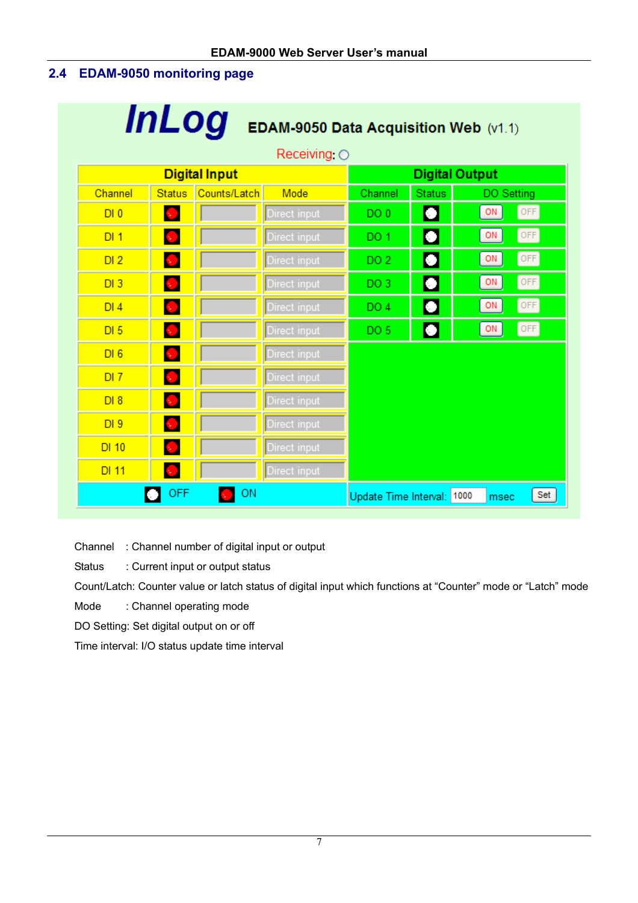## 2.4 EDAM-9050 monitoring page

**InLog** EDAM-9050 Data Acquisition Web (v1.1)

Receiving: ○

| Digital Input | | | | Digital Output | | |
|---|---|---|---|---|---|---|
| Channel | Status | Counts/Latch | Mode | Channel | Status | DO Setting |
| DI 0 | ● | | Direct input | DO 0 | ○ | ON OFF |
| DI 1 | ● | | Direct input | DO 1 | ○ | ON OFF |
| DI 2 | ● | | Direct input | DO 2 | ○ | ON OFF |
| DI 3 | ● | | Direct input | DO 3 | ○ | ON OFF |
| DI 4 | ● | | Direct input | DO 4 | ○ | ON OFF |
| DI 5 | ● | | Direct input | DO 5 | ○ | ON OFF |
| DI 6 | ● | | Direct input | | | |
| DI 7 | ● | | Direct input | | | |
| DI 8 | ● | | Direct input | | | |
| DI 9 | ● | | Direct input | | | |
| DI 10 | ● | | Direct input | | | |
| DI 11 | ● | | Direct input | | | |
| ○ OFF | | ● ON | | Update Time Interval: 1000 msec | | Set |

Channel : Channel number of digital input or output

Status : Current input or output status

Count/Latch: Counter value or latch status of digital input which functions at "Counter" mode or "Latch" mode

Mode : Channel operating mode

DO Setting: Set digital output on or off

Time interval: I/O status update time interval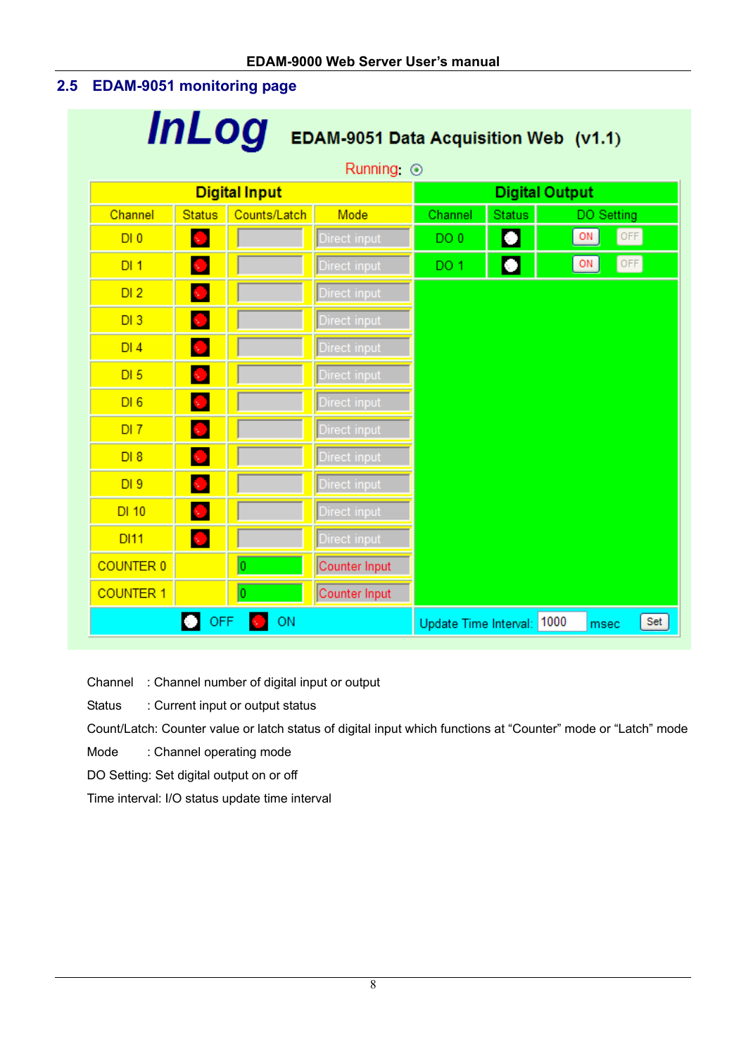## 2.5 EDAM-9051 monitoring page

**InLog** **EDAM-9051 Data Acquisition Web (v1.1)**

Running: ⊙

| Digital Input | | | | Digital Output | | |
|---|---|---|---|---|---|---|
| Channel | Status | Counts/Latch | Mode | Channel | Status | DO Setting |
| DI 0 | ● | | Direct input | DO 0 | ○ | ON OFF |
| DI 1 | ● | | Direct input | DO 1 | ○ | ON OFF |
| DI 2 | ● | | Direct input | | | |
| DI 3 | ● | | Direct input | | | |
| DI 4 | ● | | Direct input | | | |
| DI 5 | ● | | Direct input | | | |
| DI 6 | ● | | Direct input | | | |
| DI 7 | ● | | Direct input | | | |
| DI 8 | ● | | Direct input | | | |
| DI 9 | ● | | Direct input | | | |
| DI 10 | ● | | Direct input | | | |
| DI11 | ● | | Direct input | | | |
| COUNTER 0 | | 0 | Counter Input | | | |
| COUNTER 1 | | 0 | Counter Input | | | |
| ○ OFF ● ON | | | | Update Time Interval: 1000 msec Set | | |

Channel : Channel number of digital input or output

Status : Current input or output status

Count/Latch: Counter value or latch status of digital input which functions at "Counter" mode or "Latch" mode

Mode : Channel operating mode

DO Setting: Set digital output on or off

Time interval: I/O status update time interval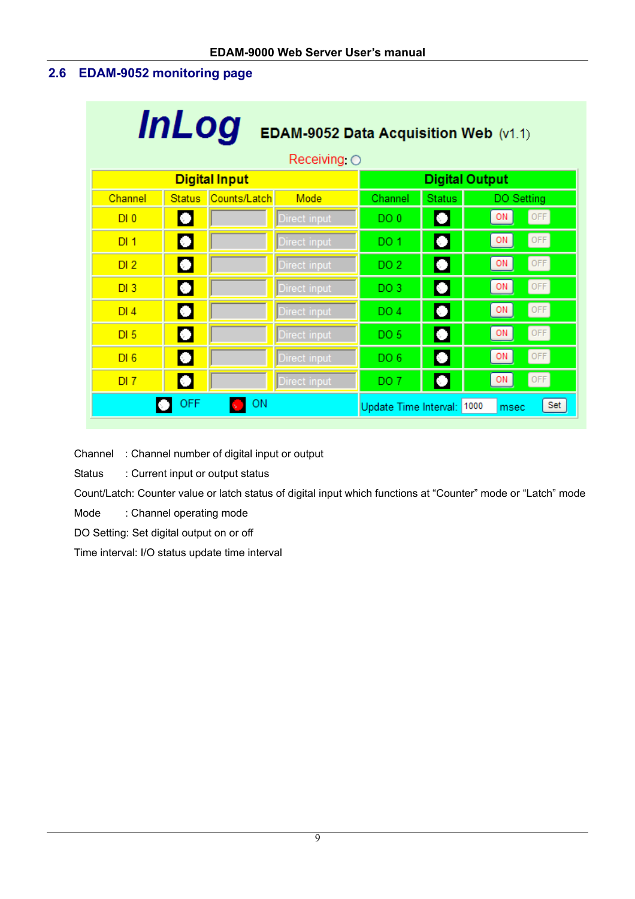## 2.6 EDAM-9052 monitoring page

InLog EDAM-9052 Data Acquisition Web (v1.1)

Receiving:

| Digital Input | | | | Digital Output | | |
|---|---|---|---|---|---|---|
| Channel | Status | Counts/Latch | Mode | Channel | Status | DO Setting |
| DI 0 | | | Direct input | DO 0 | | ON OFF |
| DI 1 | | | Direct input | DO 1 | | ON OFF |
| DI 2 | | | Direct input | DO 2 | | ON OFF |
| DI 3 | | | Direct input | DO 3 | | ON OFF |
| DI 4 | | | Direct input | DO 4 | | ON OFF |
| DI 5 | | | Direct input | DO 5 | | ON OFF |
| DI 6 | | | Direct input | DO 6 | | ON OFF |
| DI 7 | | | Direct input | DO 7 | | ON OFF |
| OFF ON | | | | Update Time Interval: 1000 msec Set | | |

Channel : Channel number of digital input or output

Status : Current input or output status

Count/Latch: Counter value or latch status of digital input which functions at “Counter” mode or “Latch” mode

Mode : Channel operating mode

DO Setting: Set digital output on or off

Time interval: I/O status update time interval